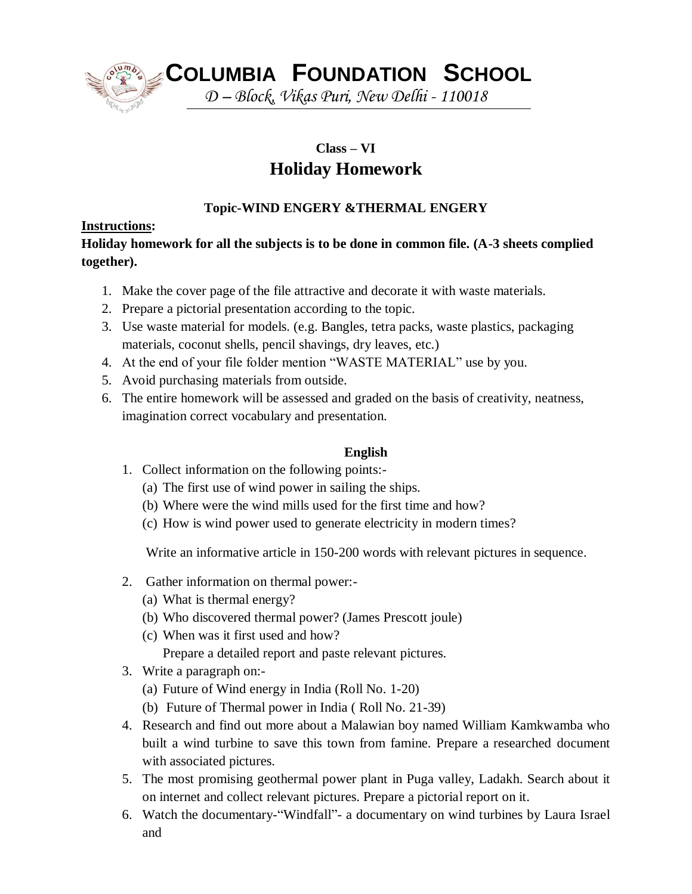# COLUMBIA FOUNDATION SCHOOL

*D – Block, Vikas Puri, New Delhi - 110018*

## Class – VI

## Holiday Homework

### Topic-WIND ENGERY &THERMAL ENGERY

**Instructions:**

**Holiday homework for all the subjects is to be done in common file. (A-3 sheets complied together).**

1. Make the cover page of the file attractive and decorate it with waste materials.
2. Prepare a pictorial presentation according to the topic.
3. Use waste material for models. (e.g. Bangles, tetra packs, waste plastics, packaging materials, coconut shells, pencil shavings, dry leaves, etc.)
4. At the end of your file folder mention "WASTE MATERIAL" use by you.
5. Avoid purchasing materials from outside.
6. The entire homework will be assessed and graded on the basis of creativity, neatness, imagination correct vocabulary and presentation.

### English

1. Collect information on the following points:-
   (a) The first use of wind power in sailing the ships.
   (b) Where were the wind mills used for the first time and how?
   (c) How is wind power used to generate electricity in modern times?

   Write an informative article in 150-200 words with relevant pictures in sequence.

2. Gather information on thermal power:-
   (a) What is thermal energy?
   (b) Who discovered thermal power? (James Prescott joule)
   (c) When was it first used and how?
   Prepare a detailed report and paste relevant pictures.
3. Write a paragraph on:-
   (a) Future of Wind energy in India (Roll No. 1-20)
   (b) Future of Thermal power in India ( Roll No. 21-39)
4. Research and find out more about a Malawian boy named William Kamkwamba who built a wind turbine to save this town from famine. Prepare a researched document with associated pictures.
5. The most promising geothermal power plant in Puga valley, Ladakh. Search about it on internet and collect relevant pictures. Prepare a pictorial report on it.
6. Watch the documentary-"Windfall"- a documentary on wind turbines by Laura Israel and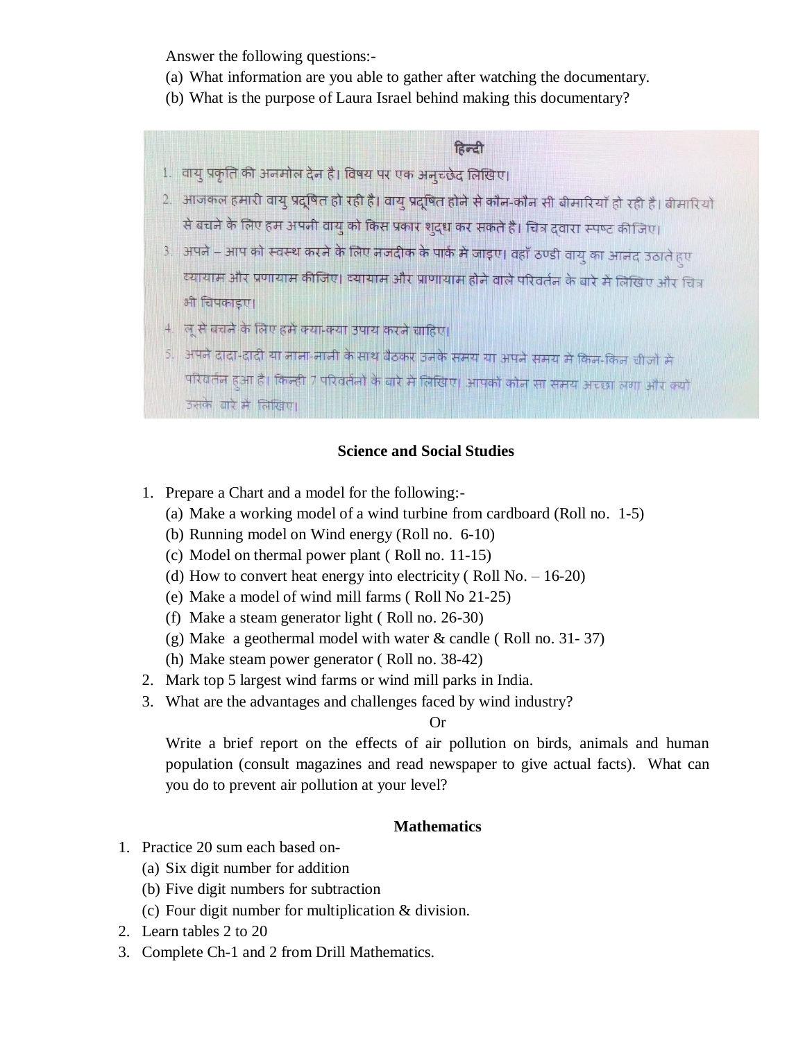Answer the following questions:-

(a) What information are you able to gather after watching the documentary.

(b) What is the purpose of Laura Israel behind making this documentary?

## हिन्दी

1. वायु प्रकृति की अनमोल देन है। विषय पर एक अनुच्छेद लिखिए।
2. आजकल हमारी वायु प्रदूषित हो रही है। वायु प्रदूषित होने से कौन-कौन सी बीमारियाँ हो रही है। बीमारियों से बचने के लिए हम अपनी वायु को किस प्रकार शुद्ध कर सकते है। चित्र द्वारा स्पष्ट कीजिए।
3. अपने – आप को स्वस्थ करने के लिए नजदीक के पार्क मे जाइए। वहाँ ठण्डी वायु का आनंद उठाते हुए व्यायाम और प्रणायाम कीजिए। व्यायाम और प्राणायाम होने वाले परिवर्तन के बारे में लिखिए और चित्र भी चिपकाइए।
4. लू से बचने के लिए हमें क्या-क्या उपाय करने चाहिए।
5. अपने दादा-दादी या नाना-नानी के साथ बैठकर उनके समय या अपने समय मे किन-किन चीजों मे परिवर्तन हुआ है। किन्ही 7 परिवर्तनों के बारे में लिखिए। आपको कोन सा समय अच्छा लगा और क्यों उसके बारे में लिखिए।

## Science and Social Studies

1. Prepare a Chart and a model for the following:-
   (a) Make a working model of a wind turbine from cardboard (Roll no. 1-5)
   (b) Running model on Wind energy (Roll no. 6-10)
   (c) Model on thermal power plant ( Roll no. 11-15)
   (d) How to convert heat energy into electricity ( Roll No. – 16-20)
   (e) Make a model of wind mill farms ( Roll No 21-25)
   (f) Make a steam generator light ( Roll no. 26-30)
   (g) Make a geothermal model with water & candle ( Roll no. 31- 37)
   (h) Make steam power generator ( Roll no. 38-42)
2. Mark top 5 largest wind farms or wind mill parks in India.
3. What are the advantages and challenges faced by wind industry?

   Or

   Write a brief report on the effects of air pollution on birds, animals and human population (consult magazines and read newspaper to give actual facts). What can you do to prevent air pollution at your level?

## Mathematics

1. Practice 20 sum each based on-
   (a) Six digit number for addition
   (b) Five digit numbers for subtraction
   (c) Four digit number for multiplication & division.
2. Learn tables 2 to 20
3. Complete Ch-1 and 2 from Drill Mathematics.